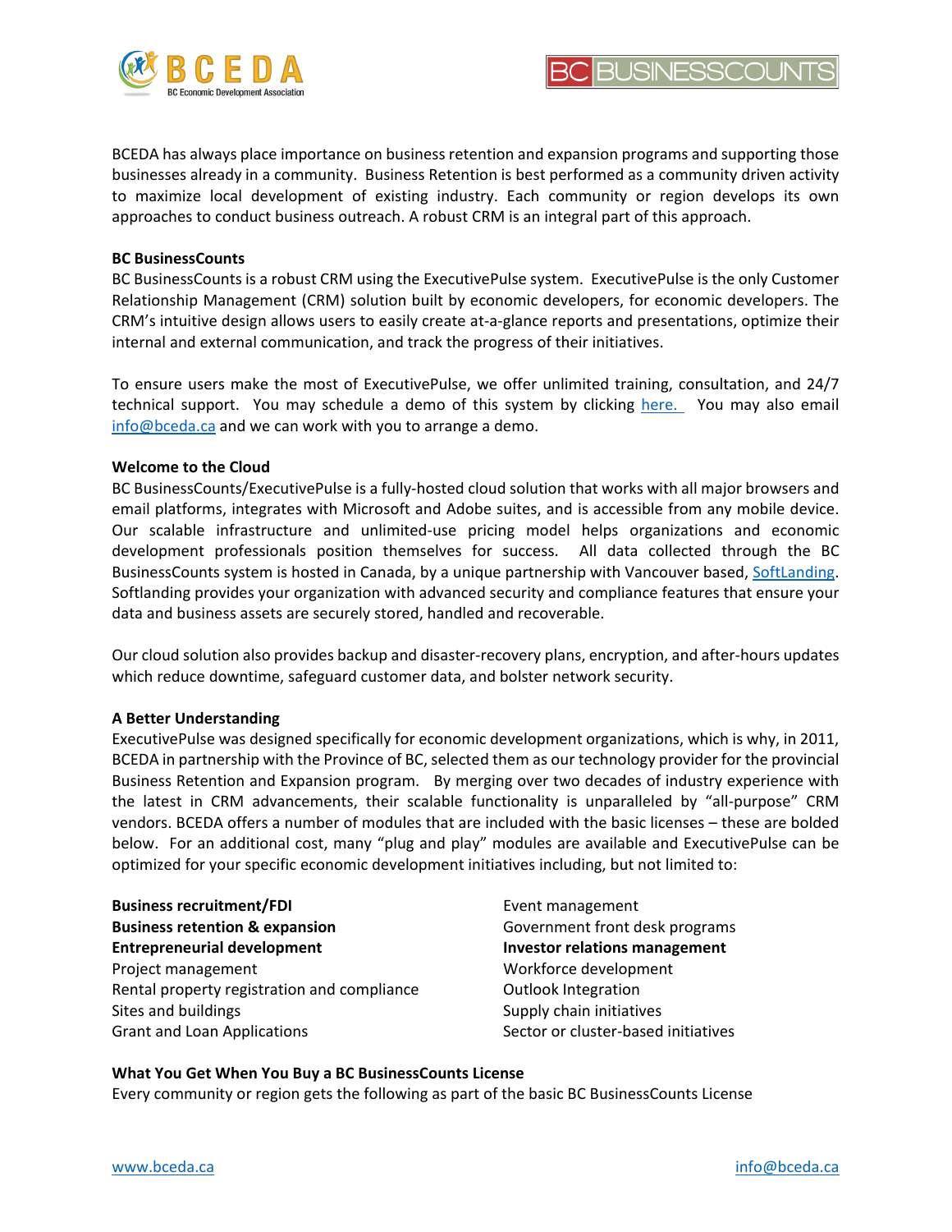BCEDA has always place importance on business retention and expansion programs and supporting those businesses already in a community. Business Retention is best performed as a community driven activity to maximize local development of existing industry. Each community or region develops its own approaches to conduct business outreach. A robust CRM is an integral part of this approach.

**BC BusinessCounts**

BC BusinessCounts is a robust CRM using the ExecutivePulse system. ExecutivePulse is the only Customer Relationship Management (CRM) solution built by economic developers, for economic developers. The CRM's intuitive design allows users to easily create at-a-glance reports and presentations, optimize their internal and external communication, and track the progress of their initiatives.

To ensure users make the most of ExecutivePulse, we offer unlimited training, consultation, and 24/7 technical support. You may schedule a demo of this system by clicking here. You may also email info@bceda.ca and we can work with you to arrange a demo.

**Welcome to the Cloud**

BC BusinessCounts/ExecutivePulse is a fully-hosted cloud solution that works with all major browsers and email platforms, integrates with Microsoft and Adobe suites, and is accessible from any mobile device. Our scalable infrastructure and unlimited-use pricing model helps organizations and economic development professionals position themselves for success. All data collected through the BC BusinessCounts system is hosted in Canada, by a unique partnership with Vancouver based, SoftLanding. Softlanding provides your organization with advanced security and compliance features that ensure your data and business assets are securely stored, handled and recoverable.

Our cloud solution also provides backup and disaster-recovery plans, encryption, and after-hours updates which reduce downtime, safeguard customer data, and bolster network security.

**A Better Understanding**

ExecutivePulse was designed specifically for economic development organizations, which is why, in 2011, BCEDA in partnership with the Province of BC, selected them as our technology provider for the provincial Business Retention and Expansion program. By merging over two decades of industry experience with the latest in CRM advancements, their scalable functionality is unparalleled by "all-purpose" CRM vendors. BCEDA offers a number of modules that are included with the basic licenses – these are bolded below. For an additional cost, many "plug and play" modules are available and ExecutivePulse can be optimized for your specific economic development initiatives including, but not limited to:

- **Business recruitment/FDI**
- **Business retention & expansion**
- **Entrepreneurial development**
- Project management
- Rental property registration and compliance
- Sites and buildings
- Grant and Loan Applications
- Event management
- Government front desk programs
- **Investor relations management**
- Workforce development
- Outlook Integration
- Supply chain initiatives
- Sector or cluster-based initiatives

**What You Get When You Buy a BC BusinessCounts License**

Every community or region gets the following as part of the basic BC BusinessCounts License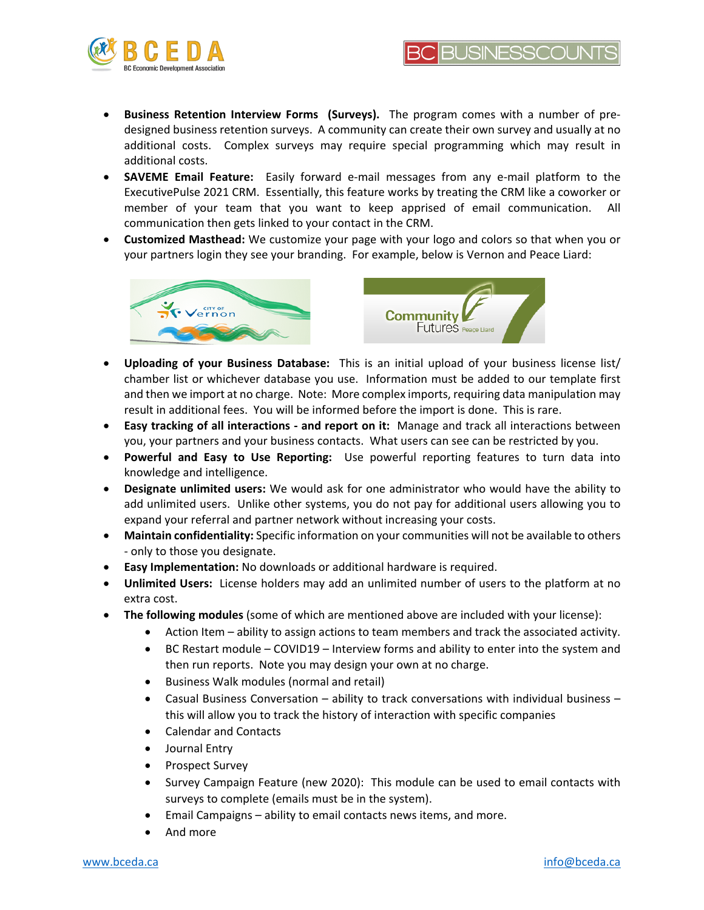- **Business Retention Interview Forms (Surveys).** The program comes with a number of pre-designed business retention surveys. A community can create their own survey and usually at no additional costs. Complex surveys may require special programming which may result in additional costs.
- **SAVEME Email Feature:** Easily forward e-mail messages from any e-mail platform to the ExecutivePulse 2021 CRM. Essentially, this feature works by treating the CRM like a coworker or member of your team that you want to keep apprised of email communication. All communication then gets linked to your contact in the CRM.
- **Customized Masthead:** We customize your page with your logo and colors so that when you or your partners login they see your branding. For example, below is Vernon and Peace Liard:
- **Uploading of your Business Database:** This is an initial upload of your business license list/ chamber list or whichever database you use. Information must be added to our template first and then we import at no charge. Note: More complex imports, requiring data manipulation may result in additional fees. You will be informed before the import is done. This is rare.
- **Easy tracking of all interactions - and report on it:** Manage and track all interactions between you, your partners and your business contacts. What users can see can be restricted by you.
- **Powerful and Easy to Use Reporting:** Use powerful reporting features to turn data into knowledge and intelligence.
- **Designate unlimited users:** We would ask for one administrator who would have the ability to add unlimited users. Unlike other systems, you do not pay for additional users allowing you to expand your referral and partner network without increasing your costs.
- **Maintain confidentiality:** Specific information on your communities will not be available to others - only to those you designate.
- **Easy Implementation:** No downloads or additional hardware is required.
- **Unlimited Users:** License holders may add an unlimited number of users to the platform at no extra cost.
- **The following modules** (some of which are mentioned above are included with your license):
  - Action Item – ability to assign actions to team members and track the associated activity.
  - BC Restart module – COVID19 – Interview forms and ability to enter into the system and then run reports. Note you may design your own at no charge.
  - Business Walk modules (normal and retail)
  - Casual Business Conversation – ability to track conversations with individual business – this will allow you to track the history of interaction with specific companies
  - Calendar and Contacts
  - Journal Entry
  - Prospect Survey
  - Survey Campaign Feature (new 2020): This module can be used to email contacts with surveys to complete (emails must be in the system).
  - Email Campaigns – ability to email contacts news items, and more.
  - And more